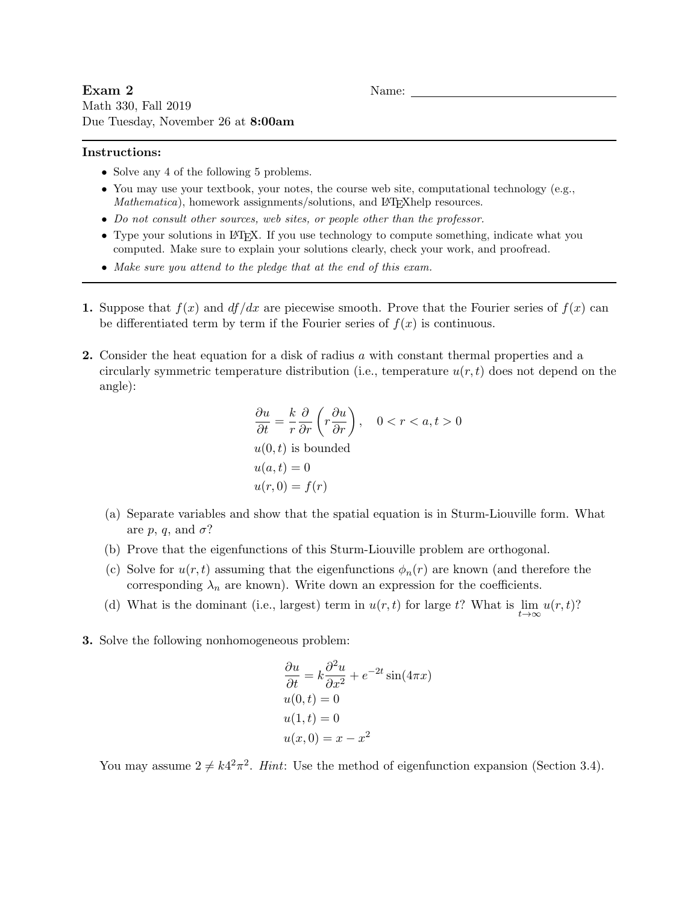**Exam 2** Name: ______________________

Math 330, Fall 2019

Due Tuesday, November 26 at **8:00am**

---

**Instructions:**

- Solve any 4 of the following 5 problems.
- You may use your textbook, your notes, the course web site, computational technology (e.g., *Mathematica*), homework assignments/solutions, and LaTeXhelp resources.
- *Do not consult other sources, web sites, or people other than the professor.*
- Type your solutions in LaTeX. If you use technology to compute something, indicate what you computed. Make sure to explain your solutions clearly, check your work, and proofread.
- *Make sure you attend to the pledge that at the end of this exam.*

---

**1.** Suppose that $f(x)$ and $df/dx$ are piecewise smooth. Prove that the Fourier series of $f(x)$ can be differentiated term by term if the Fourier series of $f(x)$ is continuous.

**2.** Consider the heat equation for a disk of radius $a$ with constant thermal properties and a circularly symmetric temperature distribution (i.e., temperature $u(r,t)$ does not depend on the angle):

$$\frac{\partial u}{\partial t} = \frac{k}{r}\frac{\partial}{\partial r}\left(r\frac{\partial u}{\partial r}\right), \quad 0 < r < a, t > 0$$

$$u(0,t) \text{ is bounded}$$

$$u(a,t) = 0$$

$$u(r,0) = f(r)$$

(a) Separate variables and show that the spatial equation is in Sturm-Liouville form. What are $p$, $q$, and $\sigma$?

(b) Prove that the eigenfunctions of this Sturm-Liouville problem are orthogonal.

(c) Solve for $u(r,t)$ assuming that the eigenfunctions $\phi_n(r)$ are known (and therefore the corresponding $\lambda_n$ are known). Write down an expression for the coefficients.

(d) What is the dominant (i.e., largest) term in $u(r,t)$ for large $t$? What is $\lim_{t\to\infty} u(r,t)$?

**3.** Solve the following nonhomogeneous problem:

$$\frac{\partial u}{\partial t} = k\frac{\partial^2 u}{\partial x^2} + e^{-2t}\sin(4\pi x)$$

$$u(0,t) = 0$$

$$u(1,t) = 0$$

$$u(x,0) = x - x^2$$

You may assume $2 \neq k4^2\pi^2$. *Hint*: Use the method of eigenfunction expansion (Section 3.4).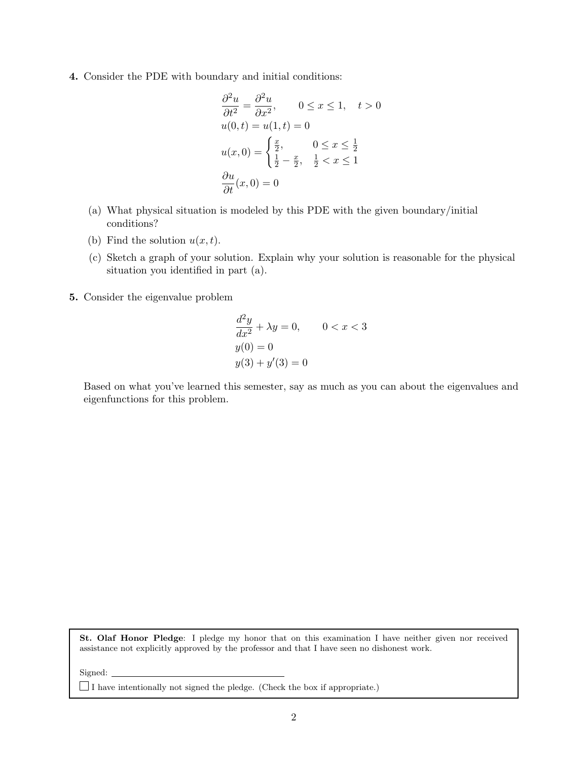**4.** Consider the PDE with boundary and initial conditions:

$$
\begin{aligned}
&\frac{\partial^2 u}{\partial t^2} = \frac{\partial^2 u}{\partial x^2}, \qquad 0 \le x \le 1, \quad t > 0 \\
&u(0,t) = u(1,t) = 0 \\
&u(x,0) = \begin{cases} \frac{x}{2}, & 0 \le x \le \frac{1}{2} \\ \frac{1}{2} - \frac{x}{2}, & \frac{1}{2} < x \le 1 \end{cases} \\
&\frac{\partial u}{\partial t}(x,0) = 0
\end{aligned}
$$

(a) What physical situation is modeled by this PDE with the given boundary/initial conditions?

(b) Find the solution $u(x,t)$.

(c) Sketch a graph of your solution. Explain why your solution is reasonable for the physical situation you identified in part (a).

**5.** Consider the eigenvalue problem

$$
\begin{aligned}
&\frac{d^2 y}{dx^2} + \lambda y = 0, \qquad 0 < x < 3 \\
&y(0) = 0 \\
&y(3) + y'(3) = 0
\end{aligned}
$$

Based on what you've learned this semester, say as much as you can about the eigenvalues and eigenfunctions for this problem.

**St. Olaf Honor Pledge**: I pledge my honor that on this examination I have neither given nor received assistance not explicitly approved by the professor and that I have seen no dishonest work.

Signed: \_\_\_\_\_\_\_\_\_\_\_\_\_\_\_\_\_\_\_\_\_\_\_\_\_\_\_\_\_\_\_\_

☐ I have intentionally not signed the pledge. (Check the box if appropriate.)